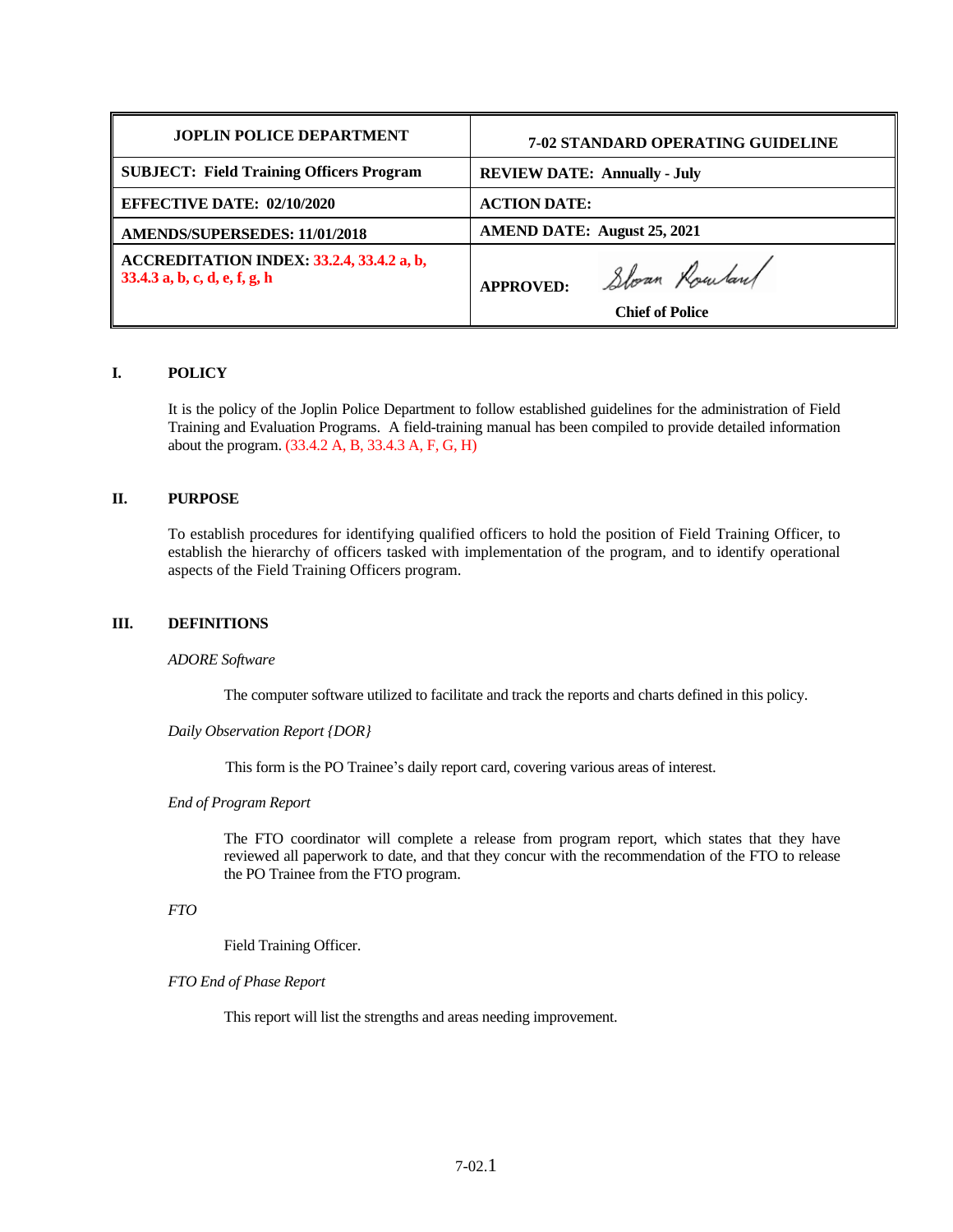| JOPLIN POLICE DEPARTMENT | 7-02 STANDARD OPERATING GUIDELINE |
|---|---|
| **SUBJECT: Field Training Officers Program** | **REVIEW DATE: Annually - July** |
| **EFFECTIVE DATE: 02/10/2020** | **ACTION DATE:** |
| **AMENDS/SUPERSEDES: 11/01/2018** | **AMEND DATE: August 25, 2021** |
| **ACCREDITATION INDEX: 33.2.4, 33.4.2 a, b, 33.4.3 a, b, c, d, e, f, g, h** | **APPROVED:** Sloan Rowland **Chief of Police** |

## I. POLICY

It is the policy of the Joplin Police Department to follow established guidelines for the administration of Field Training and Evaluation Programs. A field-training manual has been compiled to provide detailed information about the program. (33.4.2 A, B, 33.4.3 A, F, G, H)

## II. PURPOSE

To establish procedures for identifying qualified officers to hold the position of Field Training Officer, to establish the hierarchy of officers tasked with implementation of the program, and to identify operational aspects of the Field Training Officers program.

## III. DEFINITIONS

*ADORE Software*

The computer software utilized to facilitate and track the reports and charts defined in this policy.

*Daily Observation Report {DOR}*

This form is the PO Trainee's daily report card, covering various areas of interest.

*End of Program Report*

The FTO coordinator will complete a release from program report, which states that they have reviewed all paperwork to date, and that they concur with the recommendation of the FTO to release the PO Trainee from the FTO program.

*FTO*

Field Training Officer.

*FTO End of Phase Report*

This report will list the strengths and areas needing improvement.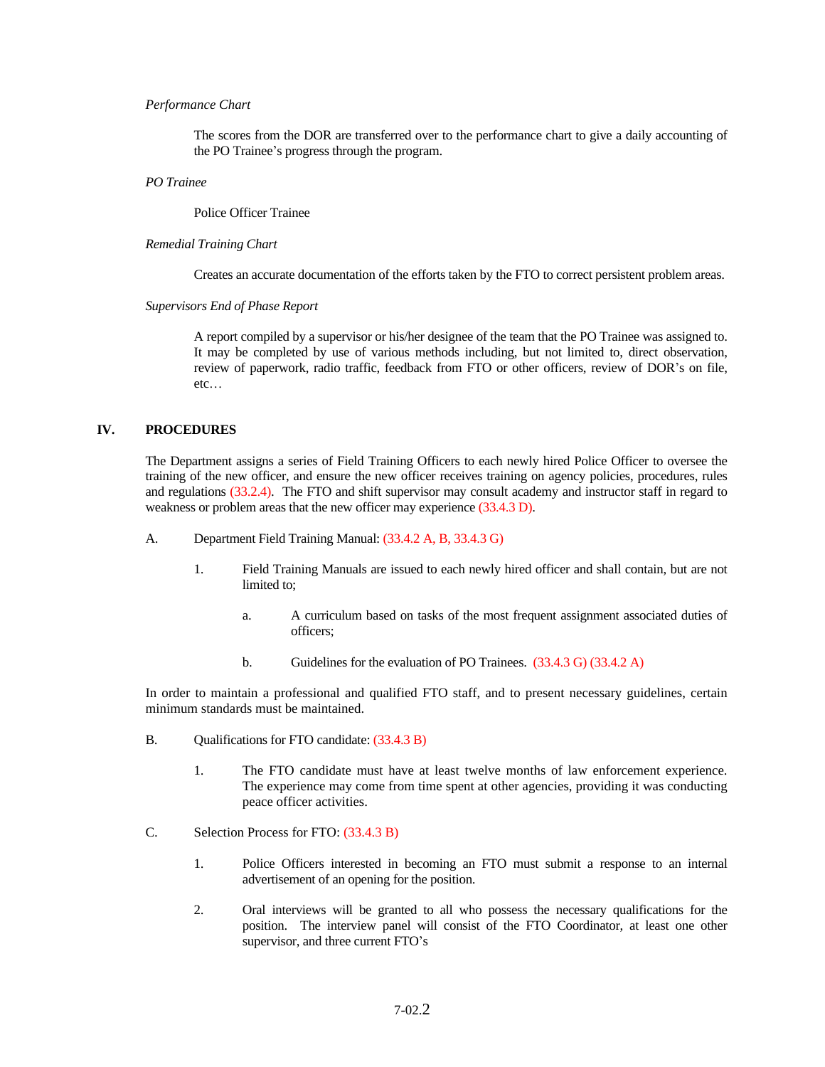*Performance Chart*

The scores from the DOR are transferred over to the performance chart to give a daily accounting of the PO Trainee's progress through the program.

*PO Trainee*

Police Officer Trainee

*Remedial Training Chart*

Creates an accurate documentation of the efforts taken by the FTO to correct persistent problem areas.

*Supervisors End of Phase Report*

A report compiled by a supervisor or his/her designee of the team that the PO Trainee was assigned to. It may be completed by use of various methods including, but not limited to, direct observation, review of paperwork, radio traffic, feedback from FTO or other officers, review of DOR's on file, etc…

## IV. PROCEDURES

The Department assigns a series of Field Training Officers to each newly hired Police Officer to oversee the training of the new officer, and ensure the new officer receives training on agency policies, procedures, rules and regulations (33.2.4). The FTO and shift supervisor may consult academy and instructor staff in regard to weakness or problem areas that the new officer may experience (33.4.3 D).

A. Department Field Training Manual: (33.4.2 A, B, 33.4.3 G)

1. Field Training Manuals are issued to each newly hired officer and shall contain, but are not limited to;

   a. A curriculum based on tasks of the most frequent assignment associated duties of officers;

   b. Guidelines for the evaluation of PO Trainees. (33.4.3 G) (33.4.2 A)

In order to maintain a professional and qualified FTO staff, and to present necessary guidelines, certain minimum standards must be maintained.

B. Qualifications for FTO candidate: (33.4.3 B)

1. The FTO candidate must have at least twelve months of law enforcement experience. The experience may come from time spent at other agencies, providing it was conducting peace officer activities.

C. Selection Process for FTO: (33.4.3 B)

1. Police Officers interested in becoming an FTO must submit a response to an internal advertisement of an opening for the position.

2. Oral interviews will be granted to all who possess the necessary qualifications for the position. The interview panel will consist of the FTO Coordinator, at least one other supervisor, and three current FTO's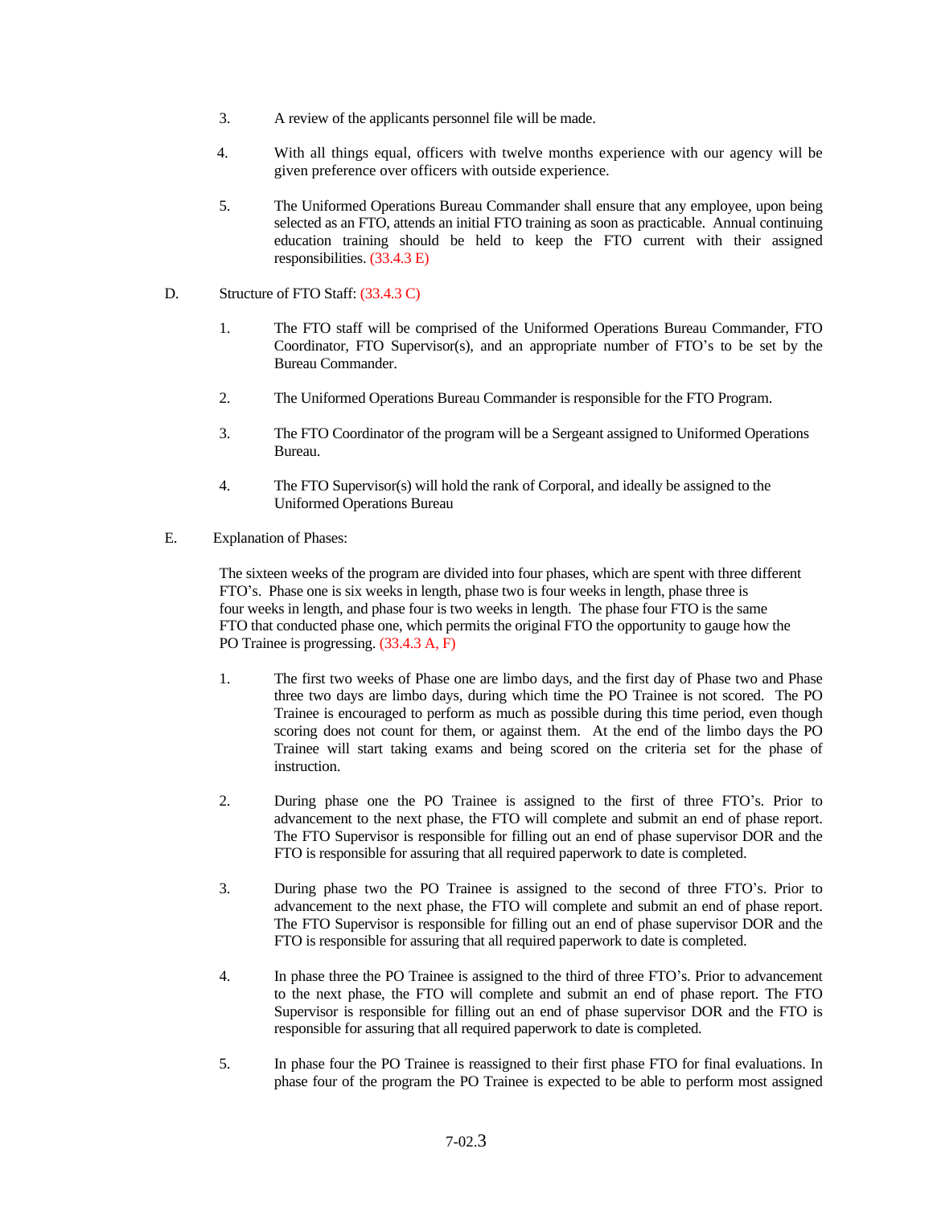3. A review of the applicants personnel file will be made.

4. With all things equal, officers with twelve months experience with our agency will be given preference over officers with outside experience.

5. The Uniformed Operations Bureau Commander shall ensure that any employee, upon being selected as an FTO, attends an initial FTO training as soon as practicable. Annual continuing education training should be held to keep the FTO current with their assigned responsibilities. (33.4.3 E)

D. Structure of FTO Staff: (33.4.3 C)

1. The FTO staff will be comprised of the Uniformed Operations Bureau Commander, FTO Coordinator, FTO Supervisor(s), and an appropriate number of FTO's to be set by the Bureau Commander.

2. The Uniformed Operations Bureau Commander is responsible for the FTO Program.

3. The FTO Coordinator of the program will be a Sergeant assigned to Uniformed Operations Bureau.

4. The FTO Supervisor(s) will hold the rank of Corporal, and ideally be assigned to the Uniformed Operations Bureau

E. Explanation of Phases:

The sixteen weeks of the program are divided into four phases, which are spent with three different FTO's. Phase one is six weeks in length, phase two is four weeks in length, phase three is four weeks in length, and phase four is two weeks in length. The phase four FTO is the same FTO that conducted phase one, which permits the original FTO the opportunity to gauge how the PO Trainee is progressing. (33.4.3 A, F)

1. The first two weeks of Phase one are limbo days, and the first day of Phase two and Phase three two days are limbo days, during which time the PO Trainee is not scored. The PO Trainee is encouraged to perform as much as possible during this time period, even though scoring does not count for them, or against them. At the end of the limbo days the PO Trainee will start taking exams and being scored on the criteria set for the phase of instruction.

2. During phase one the PO Trainee is assigned to the first of three FTO's. Prior to advancement to the next phase, the FTO will complete and submit an end of phase report. The FTO Supervisor is responsible for filling out an end of phase supervisor DOR and the FTO is responsible for assuring that all required paperwork to date is completed.

3. During phase two the PO Trainee is assigned to the second of three FTO's. Prior to advancement to the next phase, the FTO will complete and submit an end of phase report. The FTO Supervisor is responsible for filling out an end of phase supervisor DOR and the FTO is responsible for assuring that all required paperwork to date is completed.

4. In phase three the PO Trainee is assigned to the third of three FTO's. Prior to advancement to the next phase, the FTO will complete and submit an end of phase report. The FTO Supervisor is responsible for filling out an end of phase supervisor DOR and the FTO is responsible for assuring that all required paperwork to date is completed.

5. In phase four the PO Trainee is reassigned to their first phase FTO for final evaluations. In phase four of the program the PO Trainee is expected to be able to perform most assigned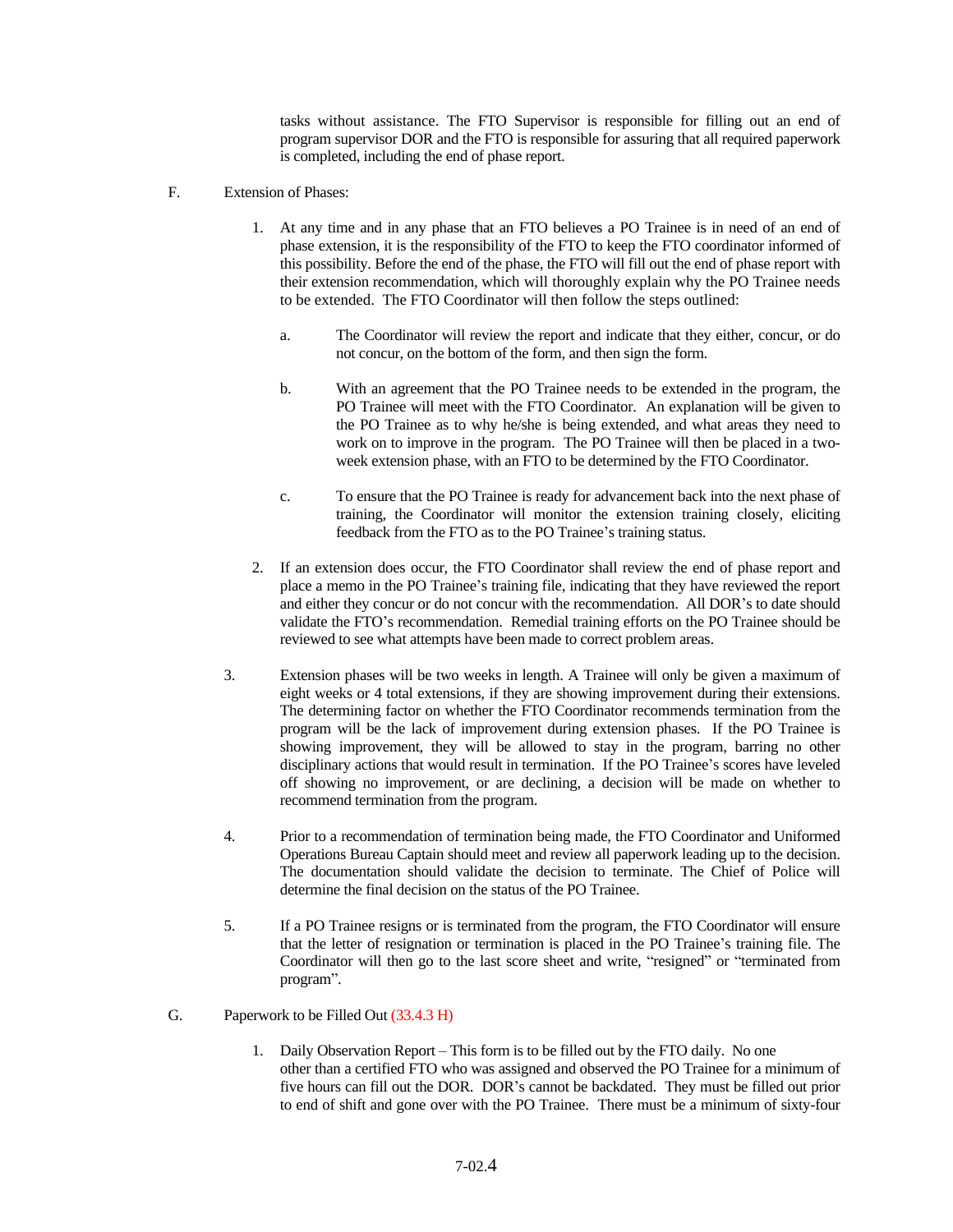tasks without assistance. The FTO Supervisor is responsible for filling out an end of program supervisor DOR and the FTO is responsible for assuring that all required paperwork is completed, including the end of phase report.

F. Extension of Phases:

1. At any time and in any phase that an FTO believes a PO Trainee is in need of an end of phase extension, it is the responsibility of the FTO to keep the FTO coordinator informed of this possibility. Before the end of the phase, the FTO will fill out the end of phase report with their extension recommendation, which will thoroughly explain why the PO Trainee needs to be extended. The FTO Coordinator will then follow the steps outlined:

   a. The Coordinator will review the report and indicate that they either, concur, or do not concur, on the bottom of the form, and then sign the form.

   b. With an agreement that the PO Trainee needs to be extended in the program, the PO Trainee will meet with the FTO Coordinator. An explanation will be given to the PO Trainee as to why he/she is being extended, and what areas they need to work on to improve in the program. The PO Trainee will then be placed in a two-week extension phase, with an FTO to be determined by the FTO Coordinator.

   c. To ensure that the PO Trainee is ready for advancement back into the next phase of training, the Coordinator will monitor the extension training closely, eliciting feedback from the FTO as to the PO Trainee's training status.

2. If an extension does occur, the FTO Coordinator shall review the end of phase report and place a memo in the PO Trainee's training file, indicating that they have reviewed the report and either they concur or do not concur with the recommendation. All DOR's to date should validate the FTO's recommendation. Remedial training efforts on the PO Trainee should be reviewed to see what attempts have been made to correct problem areas.

3. Extension phases will be two weeks in length. A Trainee will only be given a maximum of eight weeks or 4 total extensions, if they are showing improvement during their extensions. The determining factor on whether the FTO Coordinator recommends termination from the program will be the lack of improvement during extension phases. If the PO Trainee is showing improvement, they will be allowed to stay in the program, barring no other disciplinary actions that would result in termination. If the PO Trainee's scores have leveled off showing no improvement, or are declining, a decision will be made on whether to recommend termination from the program.

4. Prior to a recommendation of termination being made, the FTO Coordinator and Uniformed Operations Bureau Captain should meet and review all paperwork leading up to the decision. The documentation should validate the decision to terminate. The Chief of Police will determine the final decision on the status of the PO Trainee.

5. If a PO Trainee resigns or is terminated from the program, the FTO Coordinator will ensure that the letter of resignation or termination is placed in the PO Trainee's training file. The Coordinator will then go to the last score sheet and write, "resigned" or "terminated from program".

G. Paperwork to be Filled Out (33.4.3 H)

1. Daily Observation Report – This form is to be filled out by the FTO daily. No one other than a certified FTO who was assigned and observed the PO Trainee for a minimum of five hours can fill out the DOR. DOR's cannot be backdated. They must be filled out prior to end of shift and gone over with the PO Trainee. There must be a minimum of sixty-four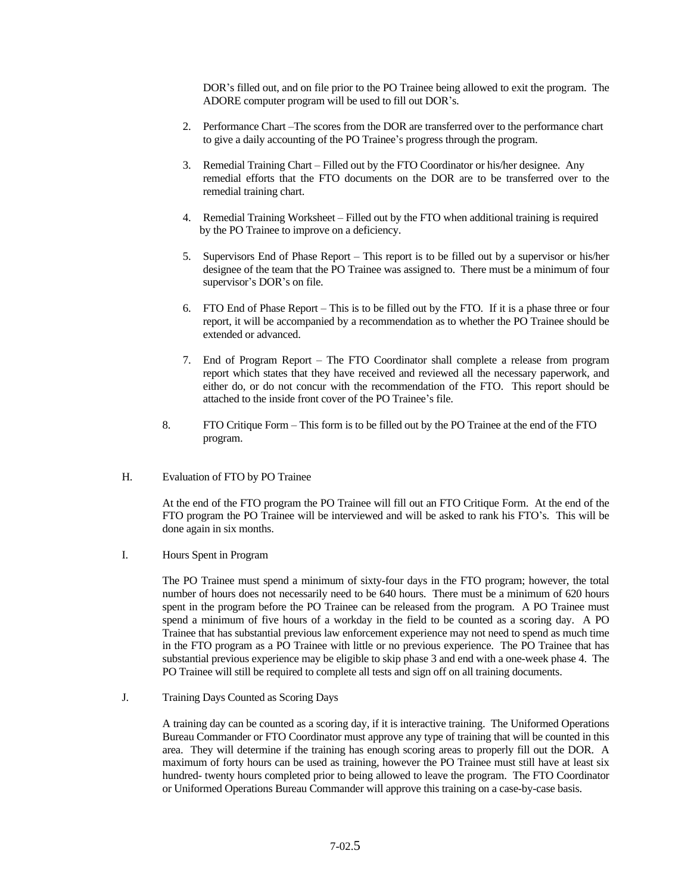DOR's filled out, and on file prior to the PO Trainee being allowed to exit the program. The ADORE computer program will be used to fill out DOR's.

2. Performance Chart –The scores from the DOR are transferred over to the performance chart to give a daily accounting of the PO Trainee's progress through the program.

3. Remedial Training Chart – Filled out by the FTO Coordinator or his/her designee. Any remedial efforts that the FTO documents on the DOR are to be transferred over to the remedial training chart.

4. Remedial Training Worksheet – Filled out by the FTO when additional training is required by the PO Trainee to improve on a deficiency.

5. Supervisors End of Phase Report – This report is to be filled out by a supervisor or his/her designee of the team that the PO Trainee was assigned to. There must be a minimum of four supervisor's DOR's on file.

6. FTO End of Phase Report – This is to be filled out by the FTO. If it is a phase three or four report, it will be accompanied by a recommendation as to whether the PO Trainee should be extended or advanced.

7. End of Program Report – The FTO Coordinator shall complete a release from program report which states that they have received and reviewed all the necessary paperwork, and either do, or do not concur with the recommendation of the FTO. This report should be attached to the inside front cover of the PO Trainee's file.

8. FTO Critique Form – This form is to be filled out by the PO Trainee at the end of the FTO program.

H. Evaluation of FTO by PO Trainee

At the end of the FTO program the PO Trainee will fill out an FTO Critique Form. At the end of the FTO program the PO Trainee will be interviewed and will be asked to rank his FTO's. This will be done again in six months.

I. Hours Spent in Program

The PO Trainee must spend a minimum of sixty-four days in the FTO program; however, the total number of hours does not necessarily need to be 640 hours. There must be a minimum of 620 hours spent in the program before the PO Trainee can be released from the program. A PO Trainee must spend a minimum of five hours of a workday in the field to be counted as a scoring day. A PO Trainee that has substantial previous law enforcement experience may not need to spend as much time in the FTO program as a PO Trainee with little or no previous experience. The PO Trainee that has substantial previous experience may be eligible to skip phase 3 and end with a one-week phase 4. The PO Trainee will still be required to complete all tests and sign off on all training documents.

J. Training Days Counted as Scoring Days

A training day can be counted as a scoring day, if it is interactive training. The Uniformed Operations Bureau Commander or FTO Coordinator must approve any type of training that will be counted in this area. They will determine if the training has enough scoring areas to properly fill out the DOR. A maximum of forty hours can be used as training, however the PO Trainee must still have at least six hundred- twenty hours completed prior to being allowed to leave the program. The FTO Coordinator or Uniformed Operations Bureau Commander will approve this training on a case-by-case basis.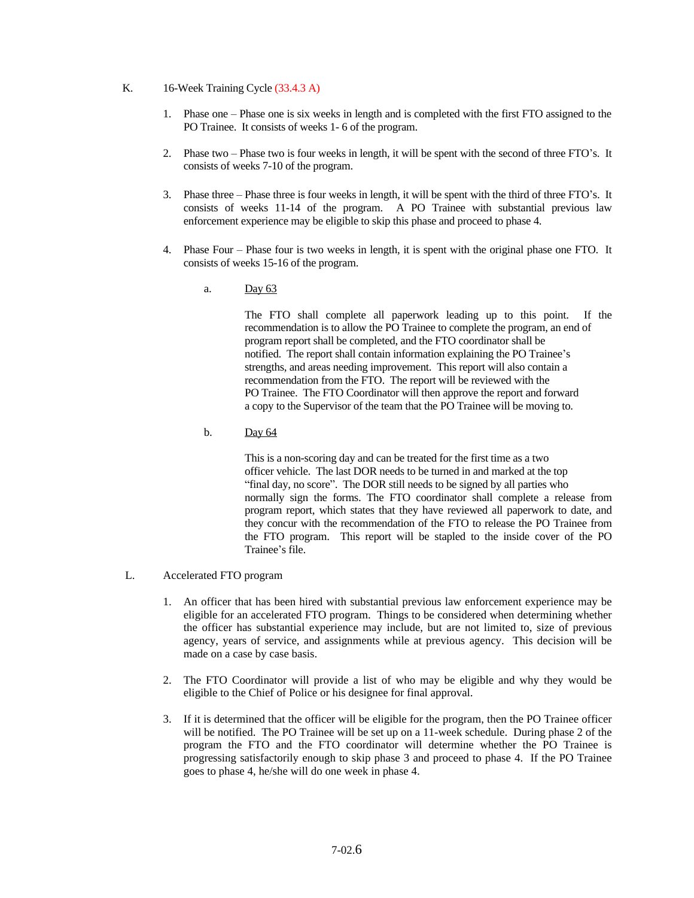K. 16-Week Training Cycle (33.4.3 A)

1. Phase one – Phase one is six weeks in length and is completed with the first FTO assigned to the PO Trainee. It consists of weeks 1- 6 of the program.

2. Phase two – Phase two is four weeks in length, it will be spent with the second of three FTO's. It consists of weeks 7-10 of the program.

3. Phase three – Phase three is four weeks in length, it will be spent with the third of three FTO's. It consists of weeks 11-14 of the program. A PO Trainee with substantial previous law enforcement experience may be eligible to skip this phase and proceed to phase 4.

4. Phase Four – Phase four is two weeks in length, it is spent with the original phase one FTO. It consists of weeks 15-16 of the program.

   a. <u>Day 63</u>

      The FTO shall complete all paperwork leading up to this point. If the recommendation is to allow the PO Trainee to complete the program, an end of program report shall be completed, and the FTO coordinator shall be notified. The report shall contain information explaining the PO Trainee's strengths, and areas needing improvement. This report will also contain a recommendation from the FTO. The report will be reviewed with the PO Trainee. The FTO Coordinator will then approve the report and forward a copy to the Supervisor of the team that the PO Trainee will be moving to.

   b. <u>Day 64</u>

      This is a non-scoring day and can be treated for the first time as a two officer vehicle. The last DOR needs to be turned in and marked at the top "final day, no score". The DOR still needs to be signed by all parties who normally sign the forms. The FTO coordinator shall complete a release from program report, which states that they have reviewed all paperwork to date, and they concur with the recommendation of the FTO to release the PO Trainee from the FTO program. This report will be stapled to the inside cover of the PO Trainee's file.

L. Accelerated FTO program

1. An officer that has been hired with substantial previous law enforcement experience may be eligible for an accelerated FTO program. Things to be considered when determining whether the officer has substantial experience may include, but are not limited to, size of previous agency, years of service, and assignments while at previous agency. This decision will be made on a case by case basis.

2. The FTO Coordinator will provide a list of who may be eligible and why they would be eligible to the Chief of Police or his designee for final approval.

3. If it is determined that the officer will be eligible for the program, then the PO Trainee officer will be notified. The PO Trainee will be set up on a 11-week schedule. During phase 2 of the program the FTO and the FTO coordinator will determine whether the PO Trainee is progressing satisfactorily enough to skip phase 3 and proceed to phase 4. If the PO Trainee goes to phase 4, he/she will do one week in phase 4.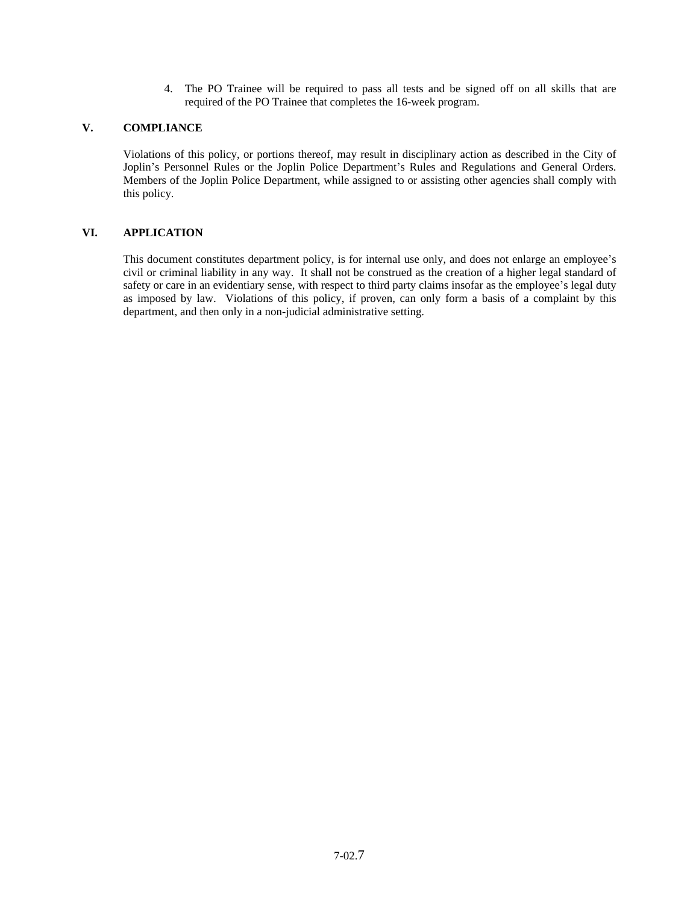4. The PO Trainee will be required to pass all tests and be signed off on all skills that are required of the PO Trainee that completes the 16-week program.

## V. COMPLIANCE

Violations of this policy, or portions thereof, may result in disciplinary action as described in the City of Joplin's Personnel Rules or the Joplin Police Department's Rules and Regulations and General Orders. Members of the Joplin Police Department, while assigned to or assisting other agencies shall comply with this policy.

## VI. APPLICATION

This document constitutes department policy, is for internal use only, and does not enlarge an employee's civil or criminal liability in any way. It shall not be construed as the creation of a higher legal standard of safety or care in an evidentiary sense, with respect to third party claims insofar as the employee's legal duty as imposed by law. Violations of this policy, if proven, can only form a basis of a complaint by this department, and then only in a non-judicial administrative setting.